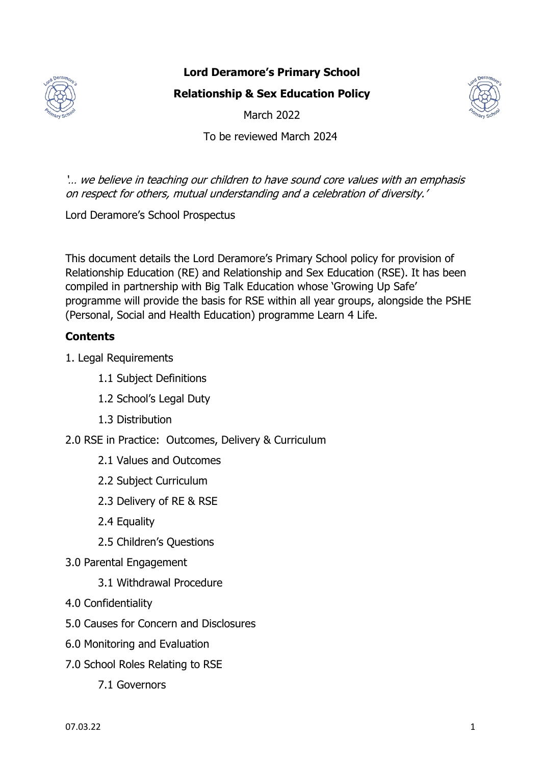# Lord Deramore's Primary School

## Relationship & Sex Education Policy

March 2022

To be reviewed March 2024

*'… we believe in teaching our children to have sound core values with an emphasis on respect for others, mutual understanding and a celebration of diversity.'*

Lord Deramore's School Prospectus

This document details the Lord Deramore's Primary School policy for provision of Relationship Education (RE) and Relationship and Sex Education (RSE). It has been compiled in partnership with Big Talk Education whose 'Growing Up Safe' programme will provide the basis for RSE within all year groups, alongside the PSHE (Personal, Social and Health Education) programme Learn 4 Life.

**Contents**

1. Legal Requirements
    - 1.1 Subject Definitions
    - 1.2 School's Legal Duty
    - 1.3 Distribution
2.0 RSE in Practice: Outcomes, Delivery & Curriculum
    - 2.1 Values and Outcomes
    - 2.2 Subject Curriculum
    - 2.3 Delivery of RE & RSE
    - 2.4 Equality
    - 2.5 Children's Questions

3.0 Parental Engagement
    - 3.1 Withdrawal Procedure

4.0 Confidentiality

5.0 Causes for Concern and Disclosures

6.0 Monitoring and Evaluation

7.0 School Roles Relating to RSE
    - 7.1 Governors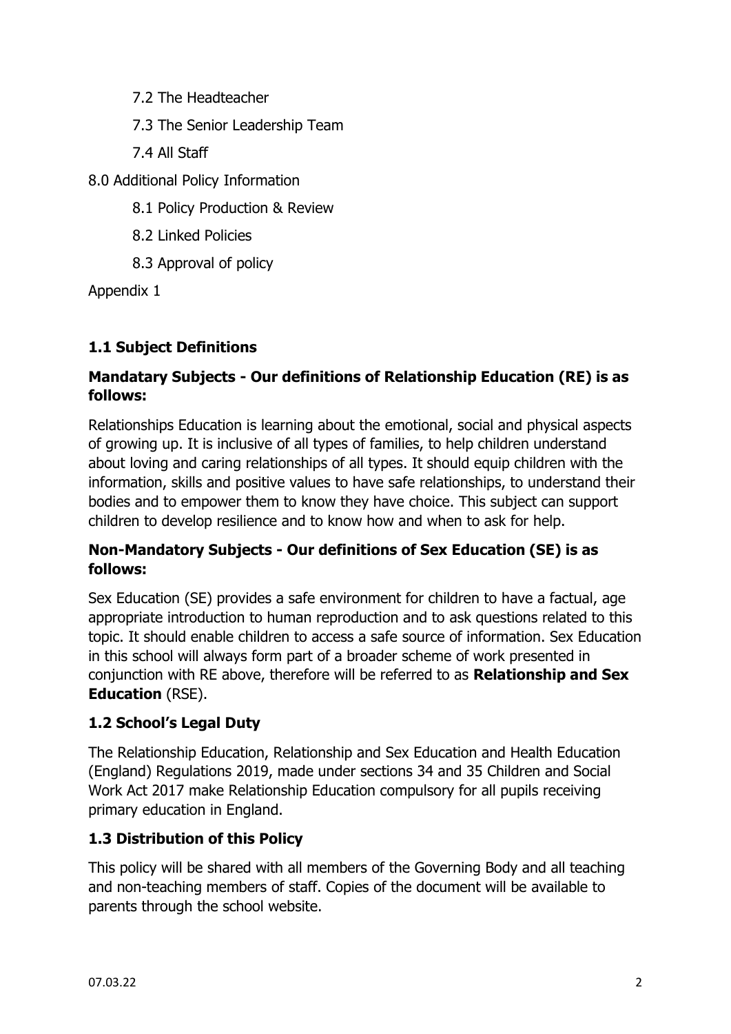7.2 The Headteacher

7.3 The Senior Leadership Team

7.4 All Staff

8.0 Additional Policy Information

8.1 Policy Production & Review

8.2 Linked Policies

8.3 Approval of policy

Appendix 1

### 1.1 Subject Definitions

#### Mandatary Subjects - Our definitions of Relationship Education (RE) is as follows:

Relationships Education is learning about the emotional, social and physical aspects of growing up. It is inclusive of all types of families, to help children understand about loving and caring relationships of all types. It should equip children with the information, skills and positive values to have safe relationships, to understand their bodies and to empower them to know they have choice. This subject can support children to develop resilience and to know how and when to ask for help.

#### Non-Mandatory Subjects - Our definitions of Sex Education (SE) is as follows:

Sex Education (SE) provides a safe environment for children to have a factual, age appropriate introduction to human reproduction and to ask questions related to this topic. It should enable children to access a safe source of information. Sex Education in this school will always form part of a broader scheme of work presented in conjunction with RE above, therefore will be referred to as **Relationship and Sex Education** (RSE).

### 1.2 School's Legal Duty

The Relationship Education, Relationship and Sex Education and Health Education (England) Regulations 2019, made under sections 34 and 35 Children and Social Work Act 2017 make Relationship Education compulsory for all pupils receiving primary education in England.

### 1.3 Distribution of this Policy

This policy will be shared with all members of the Governing Body and all teaching and non-teaching members of staff. Copies of the document will be available to parents through the school website.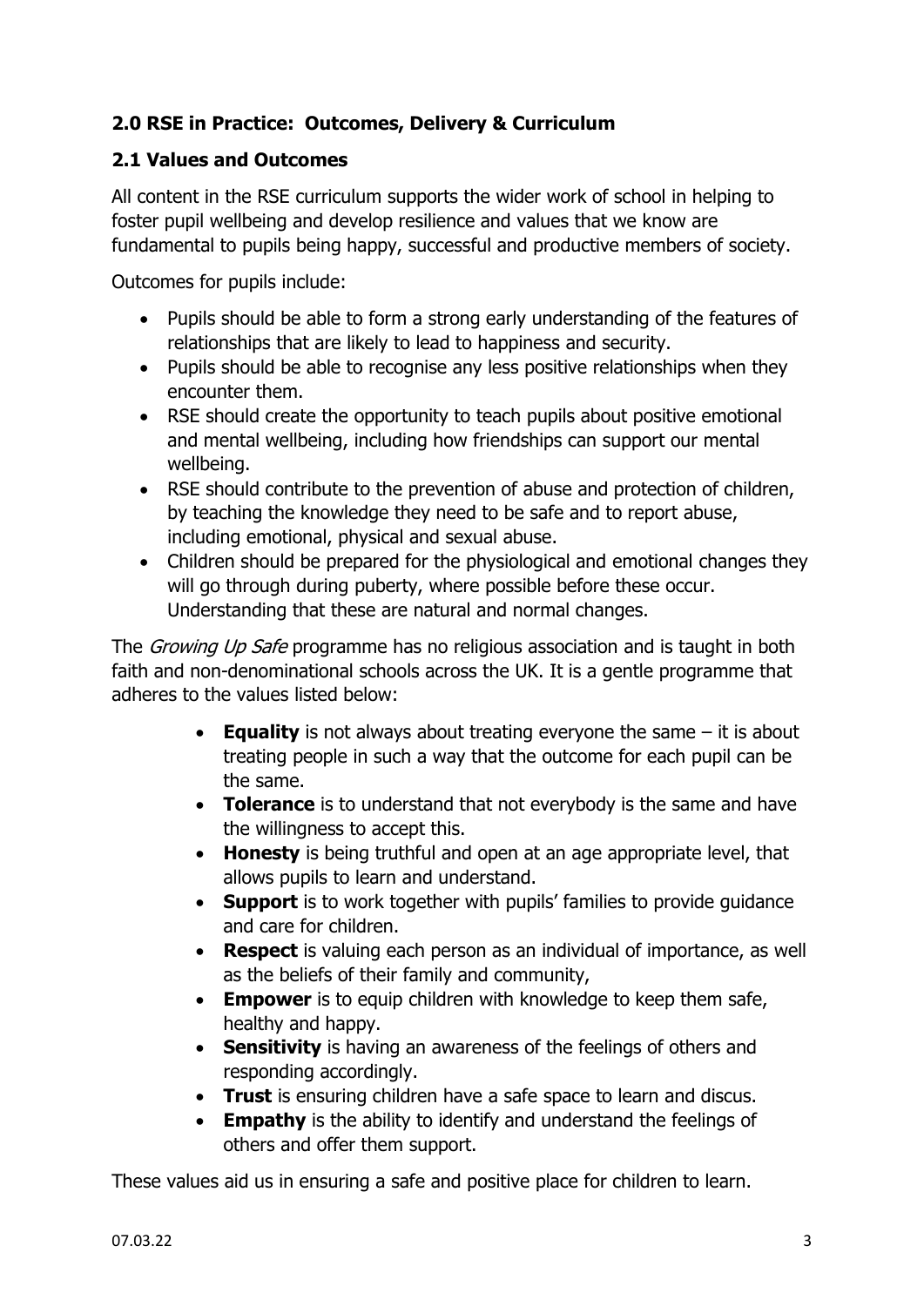## 2.0 RSE in Practice: Outcomes, Delivery & Curriculum

### 2.1 Values and Outcomes

All content in the RSE curriculum supports the wider work of school in helping to foster pupil wellbeing and develop resilience and values that we know are fundamental to pupils being happy, successful and productive members of society.

Outcomes for pupils include:

- Pupils should be able to form a strong early understanding of the features of relationships that are likely to lead to happiness and security.
- Pupils should be able to recognise any less positive relationships when they encounter them.
- RSE should create the opportunity to teach pupils about positive emotional and mental wellbeing, including how friendships can support our mental wellbeing.
- RSE should contribute to the prevention of abuse and protection of children, by teaching the knowledge they need to be safe and to report abuse, including emotional, physical and sexual abuse.
- Children should be prepared for the physiological and emotional changes they will go through during puberty, where possible before these occur. Understanding that these are natural and normal changes.

The *Growing Up Safe* programme has no religious association and is taught in both faith and non-denominational schools across the UK. It is a gentle programme that adheres to the values listed below:

- **Equality** is not always about treating everyone the same – it is about treating people in such a way that the outcome for each pupil can be the same.
- **Tolerance** is to understand that not everybody is the same and have the willingness to accept this.
- **Honesty** is being truthful and open at an age appropriate level, that allows pupils to learn and understand.
- **Support** is to work together with pupils' families to provide guidance and care for children.
- **Respect** is valuing each person as an individual of importance, as well as the beliefs of their family and community,
- **Empower** is to equip children with knowledge to keep them safe, healthy and happy.
- **Sensitivity** is having an awareness of the feelings of others and responding accordingly.
- **Trust** is ensuring children have a safe space to learn and discus.
- **Empathy** is the ability to identify and understand the feelings of others and offer them support.

These values aid us in ensuring a safe and positive place for children to learn.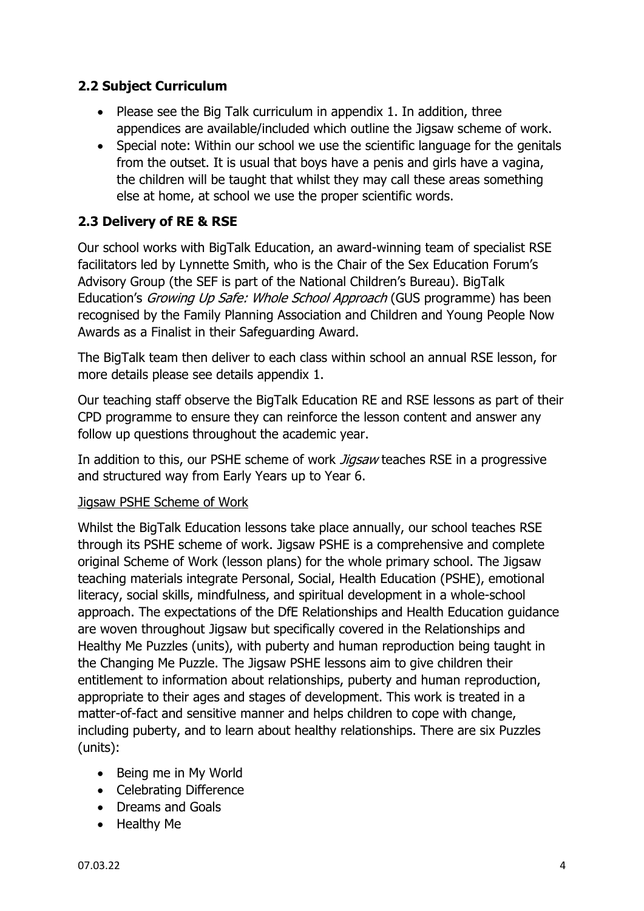## 2.2 Subject Curriculum

- Please see the Big Talk curriculum in appendix 1. In addition, three appendices are available/included which outline the Jigsaw scheme of work.
- Special note: Within our school we use the scientific language for the genitals from the outset. It is usual that boys have a penis and girls have a vagina, the children will be taught that whilst they may call these areas something else at home, at school we use the proper scientific words.

## 2.3 Delivery of RE & RSE

Our school works with BigTalk Education, an award-winning team of specialist RSE facilitators led by Lynnette Smith, who is the Chair of the Sex Education Forum's Advisory Group (the SEF is part of the National Children's Bureau). BigTalk Education's *Growing Up Safe: Whole School Approach* (GUS programme) has been recognised by the Family Planning Association and Children and Young People Now Awards as a Finalist in their Safeguarding Award.

The BigTalk team then deliver to each class within school an annual RSE lesson, for more details please see details appendix 1.

Our teaching staff observe the BigTalk Education RE and RSE lessons as part of their CPD programme to ensure they can reinforce the lesson content and answer any follow up questions throughout the academic year.

In addition to this, our PSHE scheme of work *Jigsaw* teaches RSE in a progressive and structured way from Early Years up to Year 6.

<u>Jigsaw PSHE Scheme of Work</u>

Whilst the BigTalk Education lessons take place annually, our school teaches RSE through its PSHE scheme of work. Jigsaw PSHE is a comprehensive and complete original Scheme of Work (lesson plans) for the whole primary school. The Jigsaw teaching materials integrate Personal, Social, Health Education (PSHE), emotional literacy, social skills, mindfulness, and spiritual development in a whole-school approach. The expectations of the DfE Relationships and Health Education guidance are woven throughout Jigsaw but specifically covered in the Relationships and Healthy Me Puzzles (units), with puberty and human reproduction being taught in the Changing Me Puzzle. The Jigsaw PSHE lessons aim to give children their entitlement to information about relationships, puberty and human reproduction, appropriate to their ages and stages of development. This work is treated in a matter-of-fact and sensitive manner and helps children to cope with change, including puberty, and to learn about healthy relationships. There are six Puzzles (units):

- Being me in My World
- Celebrating Difference
- Dreams and Goals
- Healthy Me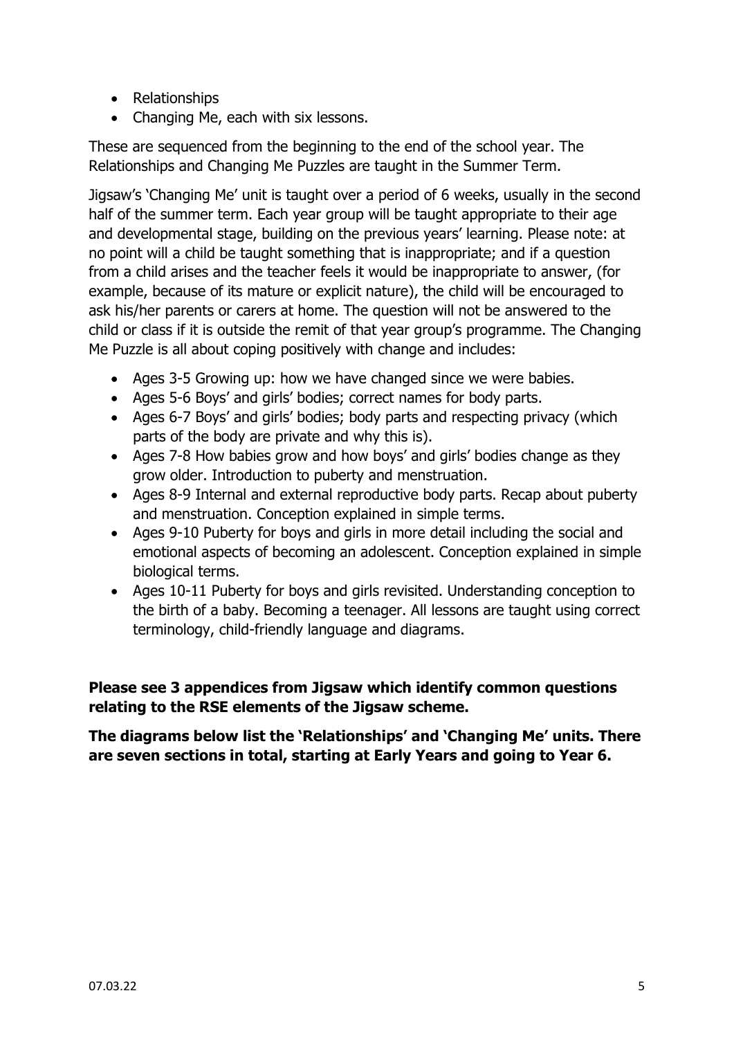- Relationships
- Changing Me, each with six lessons.

These are sequenced from the beginning to the end of the school year. The Relationships and Changing Me Puzzles are taught in the Summer Term.

Jigsaw's 'Changing Me' unit is taught over a period of 6 weeks, usually in the second half of the summer term. Each year group will be taught appropriate to their age and developmental stage, building on the previous years' learning. Please note: at no point will a child be taught something that is inappropriate; and if a question from a child arises and the teacher feels it would be inappropriate to answer, (for example, because of its mature or explicit nature), the child will be encouraged to ask his/her parents or carers at home. The question will not be answered to the child or class if it is outside the remit of that year group's programme. The Changing Me Puzzle is all about coping positively with change and includes:

- Ages 3-5 Growing up: how we have changed since we were babies.
- Ages 5-6 Boys' and girls' bodies; correct names for body parts.
- Ages 6-7 Boys' and girls' bodies; body parts and respecting privacy (which parts of the body are private and why this is).
- Ages 7-8 How babies grow and how boys' and girls' bodies change as they grow older. Introduction to puberty and menstruation.
- Ages 8-9 Internal and external reproductive body parts. Recap about puberty and menstruation. Conception explained in simple terms.
- Ages 9-10 Puberty for boys and girls in more detail including the social and emotional aspects of becoming an adolescent. Conception explained in simple biological terms.
- Ages 10-11 Puberty for boys and girls revisited. Understanding conception to the birth of a baby. Becoming a teenager. All lessons are taught using correct terminology, child-friendly language and diagrams.

**Please see 3 appendices from Jigsaw which identify common questions relating to the RSE elements of the Jigsaw scheme.**

**The diagrams below list the 'Relationships' and 'Changing Me' units. There are seven sections in total, starting at Early Years and going to Year 6.**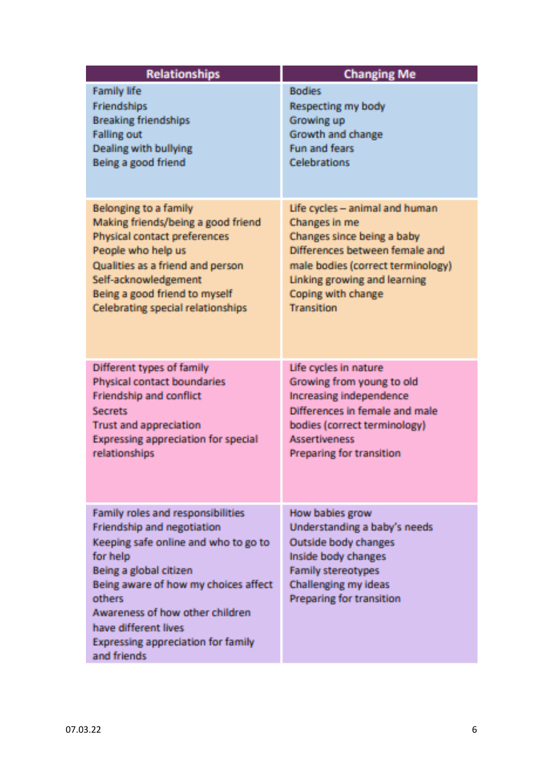| Relationships | Changing Me |
|---|---|
| Family life<br>Friendships<br>Breaking friendships<br>Falling out<br>Dealing with bullying<br>Being a good friend | Bodies<br>Respecting my body<br>Growing up<br>Growth and change<br>Fun and fears<br>Celebrations |
| Belonging to a family<br>Making friends/being a good friend<br>Physical contact preferences<br>People who help us<br>Qualities as a friend and person<br>Self-acknowledgement<br>Being a good friend to myself<br>Celebrating special relationships | Life cycles – animal and human<br>Changes in me<br>Changes since being a baby<br>Differences between female and male bodies (correct terminology)<br>Linking growing and learning<br>Coping with change<br>Transition |
| Different types of family<br>Physical contact boundaries<br>Friendship and conflict<br>Secrets<br>Trust and appreciation<br>Expressing appreciation for special relationships | Life cycles in nature<br>Growing from young to old<br>Increasing independence<br>Differences in female and male bodies (correct terminology)<br>Assertiveness<br>Preparing for transition |
| Family roles and responsibilities<br>Friendship and negotiation<br>Keeping safe online and who to go to for help<br>Being a global citizen<br>Being aware of how my choices affect others<br>Awareness of how other children have different lives<br>Expressing appreciation for family and friends | How babies grow<br>Understanding a baby's needs<br>Outside body changes<br>Inside body changes<br>Family stereotypes<br>Challenging my ideas<br>Preparing for transition |

07.03.22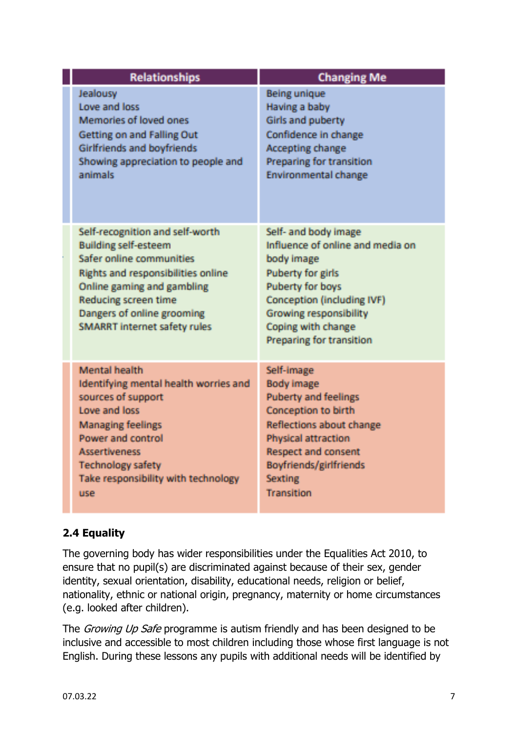| Relationships | Changing Me |
|---|---|
| Jealousy<br>Love and loss<br>Memories of loved ones<br>Getting on and Falling Out<br>Girlfriends and boyfriends<br>Showing appreciation to people and animals | Being unique<br>Having a baby<br>Girls and puberty<br>Confidence in change<br>Accepting change<br>Preparing for transition<br>Environmental change |
| Self-recognition and self-worth<br>Building self-esteem<br>Safer online communities<br>Rights and responsibilities online<br>Online gaming and gambling<br>Reducing screen time<br>Dangers of online grooming<br>SMARRT internet safety rules | Self- and body image<br>Influence of online and media on body image<br>Puberty for girls<br>Puberty for boys<br>Conception (including IVF)<br>Growing responsibility<br>Coping with change<br>Preparing for transition |
| Mental health<br>Identifying mental health worries and sources of support<br>Love and loss<br>Managing feelings<br>Power and control<br>Assertiveness<br>Technology safety<br>Take responsibility with technology use | Self-image<br>Body image<br>Puberty and feelings<br>Conception to birth<br>Reflections about change<br>Physical attraction<br>Respect and consent<br>Boyfriends/girlfriends<br>Sexting<br>Transition |

### 2.4 Equality

The governing body has wider responsibilities under the Equalities Act 2010, to ensure that no pupil(s) are discriminated against because of their sex, gender identity, sexual orientation, disability, educational needs, religion or belief, nationality, ethnic or national origin, pregnancy, maternity or home circumstances (e.g. looked after children).

The *Growing Up Safe* programme is autism friendly and has been designed to be inclusive and accessible to most children including those whose first language is not English. During these lessons any pupils with additional needs will be identified by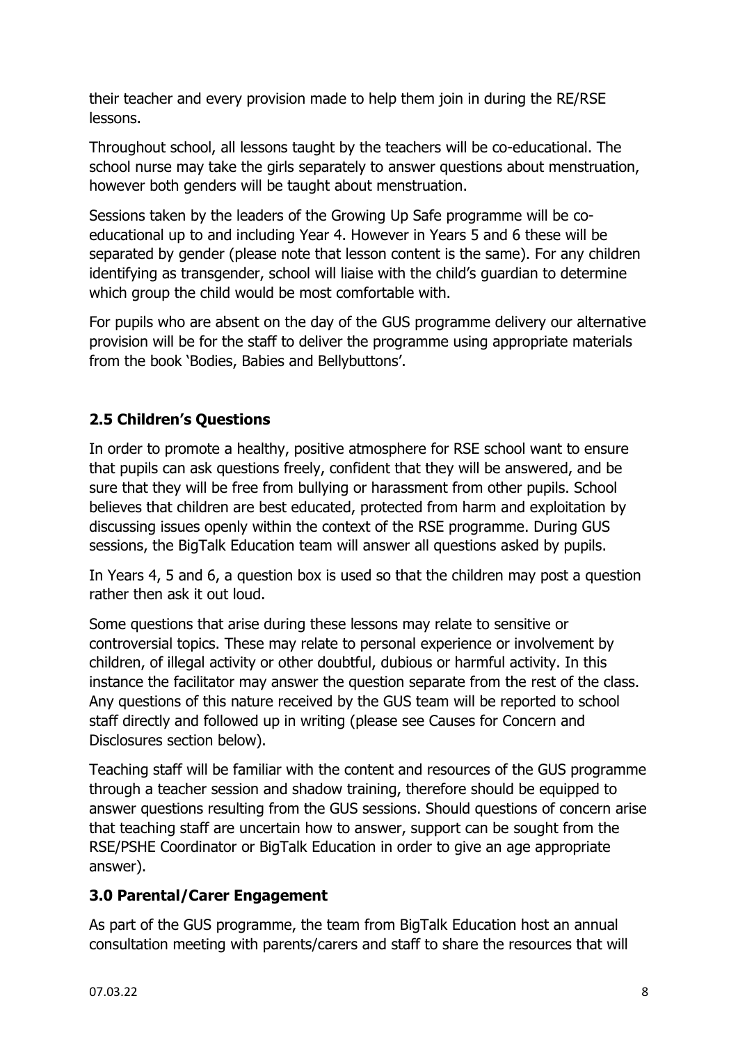their teacher and every provision made to help them join in during the RE/RSE lessons.

Throughout school, all lessons taught by the teachers will be co-educational. The school nurse may take the girls separately to answer questions about menstruation, however both genders will be taught about menstruation.

Sessions taken by the leaders of the Growing Up Safe programme will be co-educational up to and including Year 4. However in Years 5 and 6 these will be separated by gender (please note that lesson content is the same). For any children identifying as transgender, school will liaise with the child's guardian to determine which group the child would be most comfortable with.

For pupils who are absent on the day of the GUS programme delivery our alternative provision will be for the staff to deliver the programme using appropriate materials from the book 'Bodies, Babies and Bellybuttons'.

### 2.5 Children's Questions

In order to promote a healthy, positive atmosphere for RSE school want to ensure that pupils can ask questions freely, confident that they will be answered, and be sure that they will be free from bullying or harassment from other pupils. School believes that children are best educated, protected from harm and exploitation by discussing issues openly within the context of the RSE programme. During GUS sessions, the BigTalk Education team will answer all questions asked by pupils.

In Years 4, 5 and 6, a question box is used so that the children may post a question rather then ask it out loud.

Some questions that arise during these lessons may relate to sensitive or controversial topics. These may relate to personal experience or involvement by children, of illegal activity or other doubtful, dubious or harmful activity. In this instance the facilitator may answer the question separate from the rest of the class. Any questions of this nature received by the GUS team will be reported to school staff directly and followed up in writing (please see Causes for Concern and Disclosures section below).

Teaching staff will be familiar with the content and resources of the GUS programme through a teacher session and shadow training, therefore should be equipped to answer questions resulting from the GUS sessions. Should questions of concern arise that teaching staff are uncertain how to answer, support can be sought from the RSE/PSHE Coordinator or BigTalk Education in order to give an age appropriate answer).

### 3.0 Parental/Carer Engagement

As part of the GUS programme, the team from BigTalk Education host an annual consultation meeting with parents/carers and staff to share the resources that will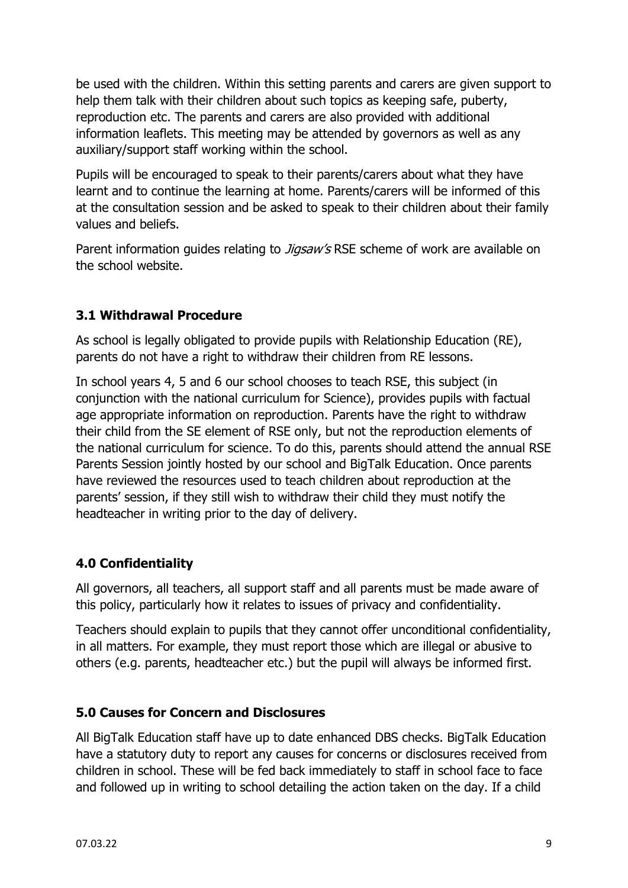be used with the children. Within this setting parents and carers are given support to help them talk with their children about such topics as keeping safe, puberty, reproduction etc. The parents and carers are also provided with additional information leaflets. This meeting may be attended by governors as well as any auxiliary/support staff working within the school.

Pupils will be encouraged to speak to their parents/carers about what they have learnt and to continue the learning at home. Parents/carers will be informed of this at the consultation session and be asked to speak to their children about their family values and beliefs.

Parent information guides relating to *Jigsaw's* RSE scheme of work are available on the school website.

### 3.1 Withdrawal Procedure

As school is legally obligated to provide pupils with Relationship Education (RE), parents do not have a right to withdraw their children from RE lessons.

In school years 4, 5 and 6 our school chooses to teach RSE, this subject (in conjunction with the national curriculum for Science), provides pupils with factual age appropriate information on reproduction. Parents have the right to withdraw their child from the SE element of RSE only, but not the reproduction elements of the national curriculum for science. To do this, parents should attend the annual RSE Parents Session jointly hosted by our school and BigTalk Education. Once parents have reviewed the resources used to teach children about reproduction at the parents' session, if they still wish to withdraw their child they must notify the headteacher in writing prior to the day of delivery.

## 4.0 Confidentiality

All governors, all teachers, all support staff and all parents must be made aware of this policy, particularly how it relates to issues of privacy and confidentiality.

Teachers should explain to pupils that they cannot offer unconditional confidentiality, in all matters. For example, they must report those which are illegal or abusive to others (e.g. parents, headteacher etc.) but the pupil will always be informed first.

## 5.0 Causes for Concern and Disclosures

All BigTalk Education staff have up to date enhanced DBS checks. BigTalk Education have a statutory duty to report any causes for concerns or disclosures received from children in school. These will be fed back immediately to staff in school face to face and followed up in writing to school detailing the action taken on the day. If a child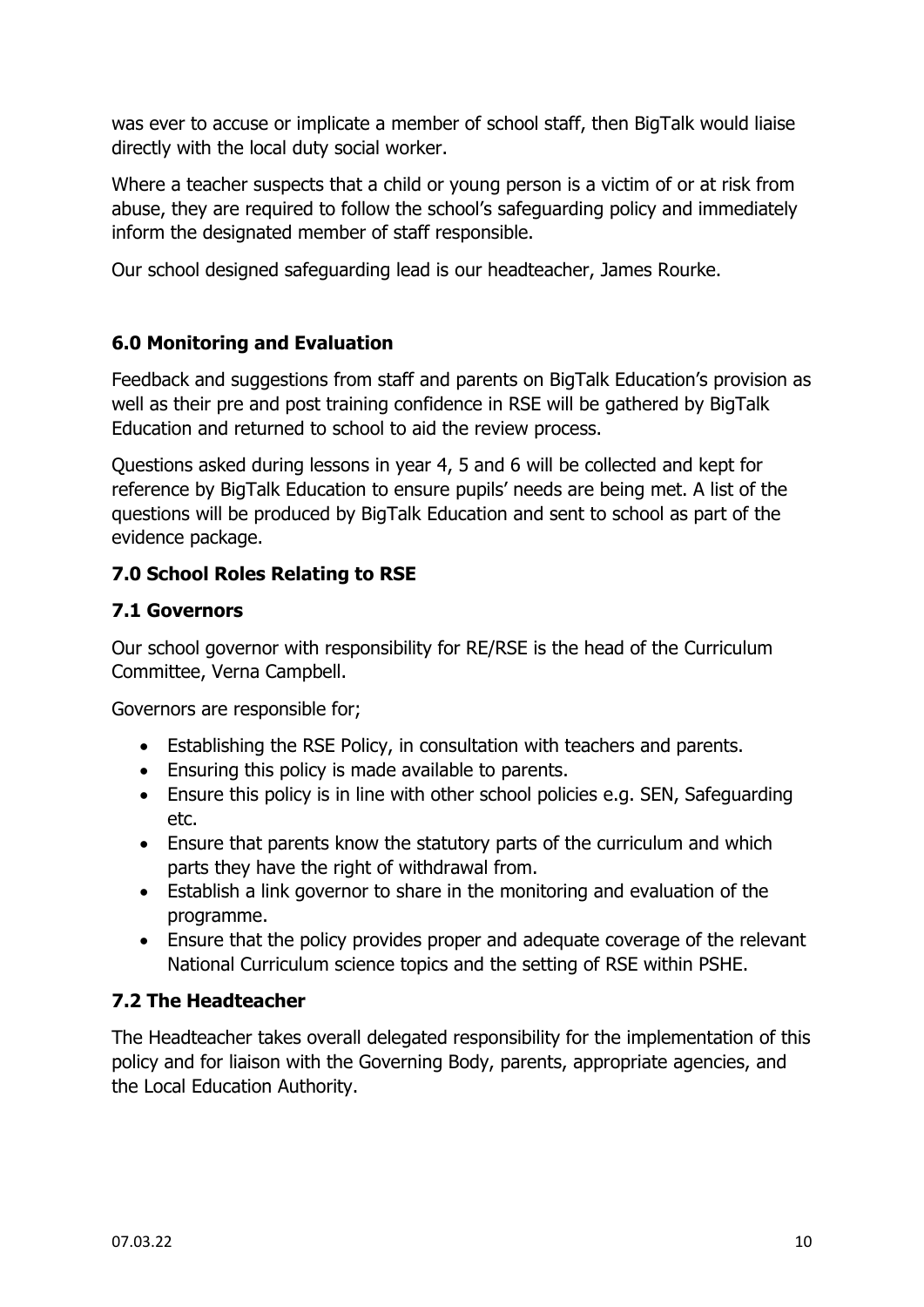was ever to accuse or implicate a member of school staff, then BigTalk would liaise directly with the local duty social worker.

Where a teacher suspects that a child or young person is a victim of or at risk from abuse, they are required to follow the school's safeguarding policy and immediately inform the designated member of staff responsible.

Our school designed safeguarding lead is our headteacher, James Rourke.

## 6.0 Monitoring and Evaluation

Feedback and suggestions from staff and parents on BigTalk Education's provision as well as their pre and post training confidence in RSE will be gathered by BigTalk Education and returned to school to aid the review process.

Questions asked during lessons in year 4, 5 and 6 will be collected and kept for reference by BigTalk Education to ensure pupils' needs are being met. A list of the questions will be produced by BigTalk Education and sent to school as part of the evidence package.

## 7.0 School Roles Relating to RSE

### 7.1 Governors

Our school governor with responsibility for RE/RSE is the head of the Curriculum Committee, Verna Campbell.

Governors are responsible for;

- Establishing the RSE Policy, in consultation with teachers and parents.
- Ensuring this policy is made available to parents.
- Ensure this policy is in line with other school policies e.g. SEN, Safeguarding etc.
- Ensure that parents know the statutory parts of the curriculum and which parts they have the right of withdrawal from.
- Establish a link governor to share in the monitoring and evaluation of the programme.
- Ensure that the policy provides proper and adequate coverage of the relevant National Curriculum science topics and the setting of RSE within PSHE.

### 7.2 The Headteacher

The Headteacher takes overall delegated responsibility for the implementation of this policy and for liaison with the Governing Body, parents, appropriate agencies, and the Local Education Authority.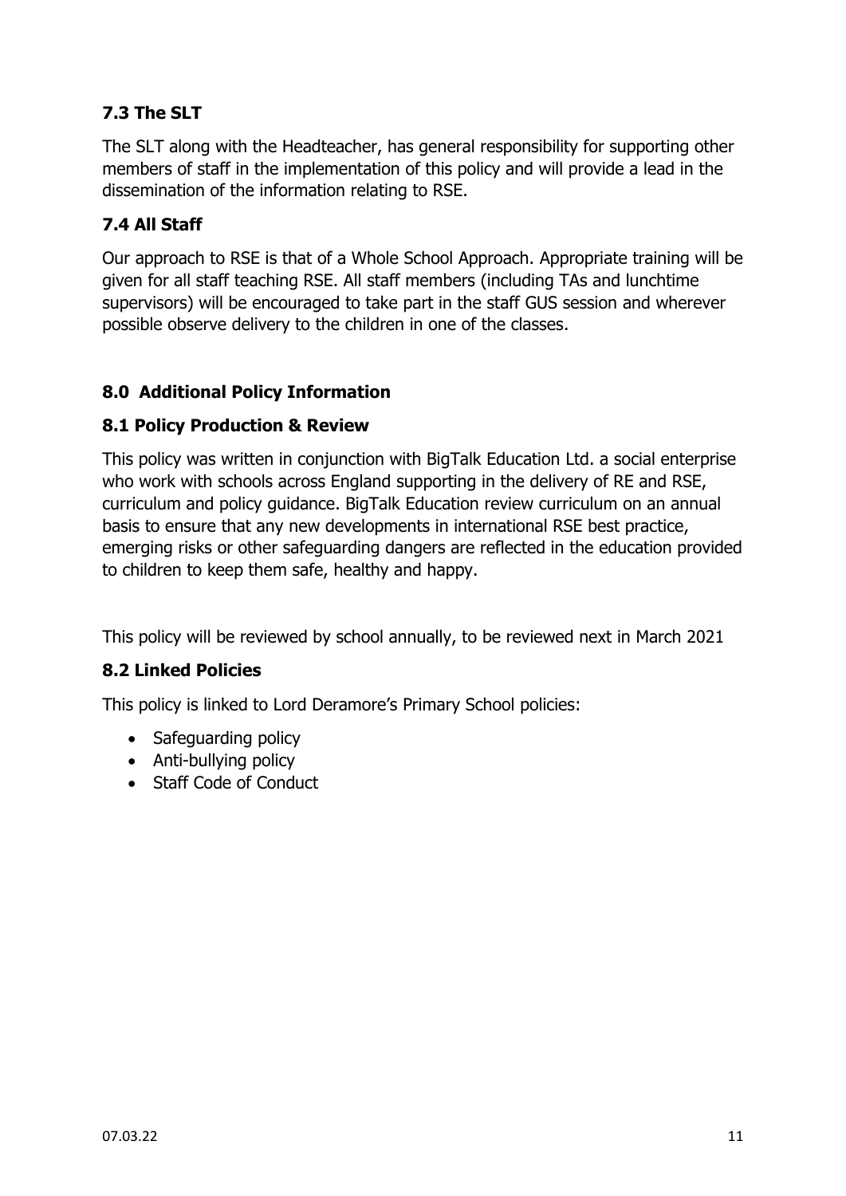### 7.3 The SLT

The SLT along with the Headteacher, has general responsibility for supporting other members of staff in the implementation of this policy and will provide a lead in the dissemination of the information relating to RSE.

### 7.4 All Staff

Our approach to RSE is that of a Whole School Approach. Appropriate training will be given for all staff teaching RSE. All staff members (including TAs and lunchtime supervisors) will be encouraged to take part in the staff GUS session and wherever possible observe delivery to the children in one of the classes.

## 8.0 Additional Policy Information

### 8.1 Policy Production & Review

This policy was written in conjunction with BigTalk Education Ltd. a social enterprise who work with schools across England supporting in the delivery of RE and RSE, curriculum and policy guidance. BigTalk Education review curriculum on an annual basis to ensure that any new developments in international RSE best practice, emerging risks or other safeguarding dangers are reflected in the education provided to children to keep them safe, healthy and happy.

This policy will be reviewed by school annually, to be reviewed next in March 2021

### 8.2 Linked Policies

This policy is linked to Lord Deramore's Primary School policies:

- Safeguarding policy
- Anti-bullying policy
- Staff Code of Conduct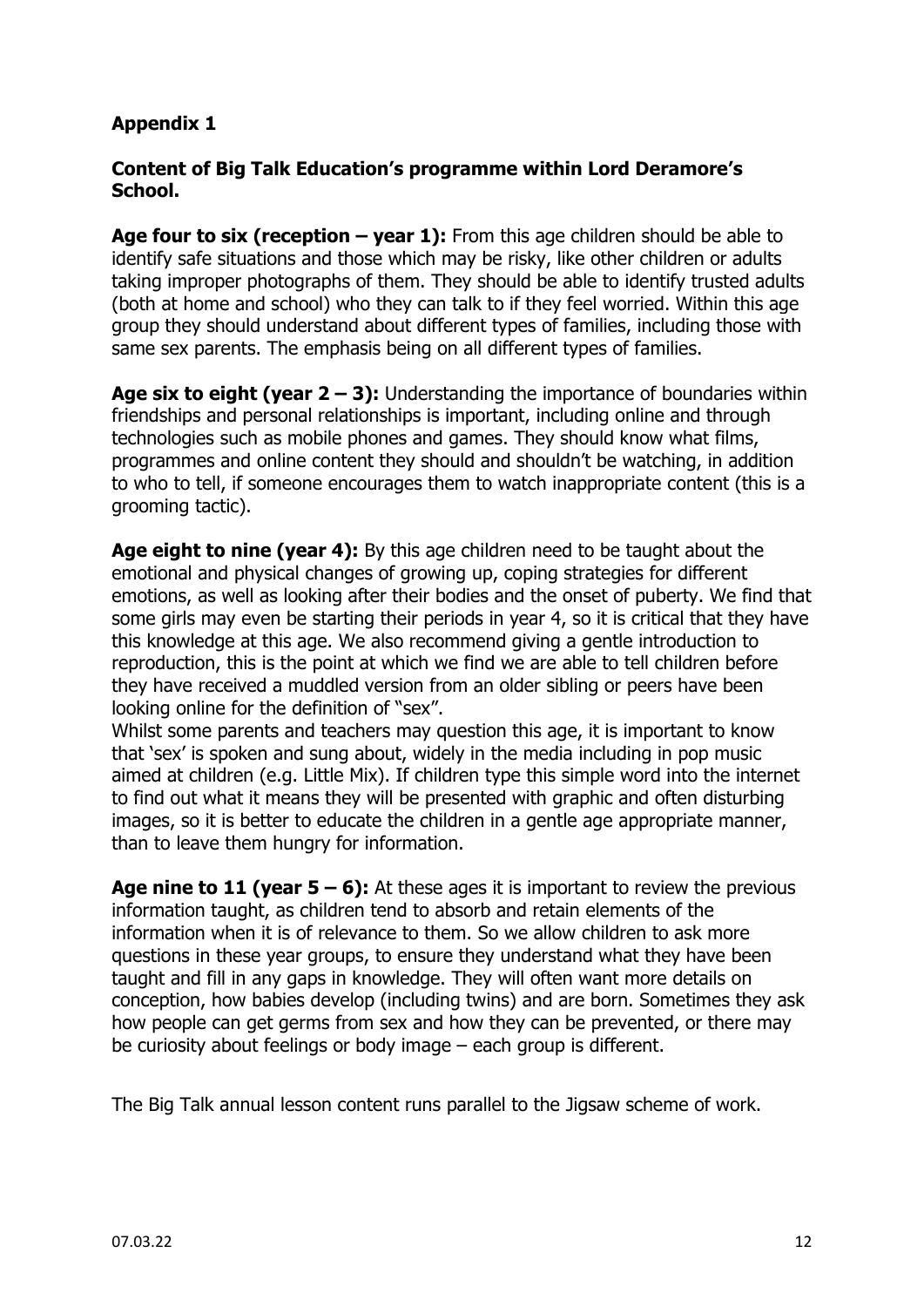**Appendix 1**

**Content of Big Talk Education's programme within Lord Deramore's School.**

**Age four to six (reception – year 1):** From this age children should be able to identify safe situations and those which may be risky, like other children or adults taking improper photographs of them. They should be able to identify trusted adults (both at home and school) who they can talk to if they feel worried. Within this age group they should understand about different types of families, including those with same sex parents. The emphasis being on all different types of families.

**Age six to eight (year 2 – 3):** Understanding the importance of boundaries within friendships and personal relationships is important, including online and through technologies such as mobile phones and games. They should know what films, programmes and online content they should and shouldn't be watching, in addition to who to tell, if someone encourages them to watch inappropriate content (this is a grooming tactic).

**Age eight to nine (year 4):** By this age children need to be taught about the emotional and physical changes of growing up, coping strategies for different emotions, as well as looking after their bodies and the onset of puberty. We find that some girls may even be starting their periods in year 4, so it is critical that they have this knowledge at this age. We also recommend giving a gentle introduction to reproduction, this is the point at which we find we are able to tell children before they have received a muddled version from an older sibling or peers have been looking online for the definition of "sex".
Whilst some parents and teachers may question this age, it is important to know that 'sex' is spoken and sung about, widely in the media including in pop music aimed at children (e.g. Little Mix). If children type this simple word into the internet to find out what it means they will be presented with graphic and often disturbing images, so it is better to educate the children in a gentle age appropriate manner, than to leave them hungry for information.

**Age nine to 11 (year 5 – 6):** At these ages it is important to review the previous information taught, as children tend to absorb and retain elements of the information when it is of relevance to them. So we allow children to ask more questions in these year groups, to ensure they understand what they have been taught and fill in any gaps in knowledge. They will often want more details on conception, how babies develop (including twins) and are born. Sometimes they ask how people can get germs from sex and how they can be prevented, or there may be curiosity about feelings or body image – each group is different.

The Big Talk annual lesson content runs parallel to the Jigsaw scheme of work.